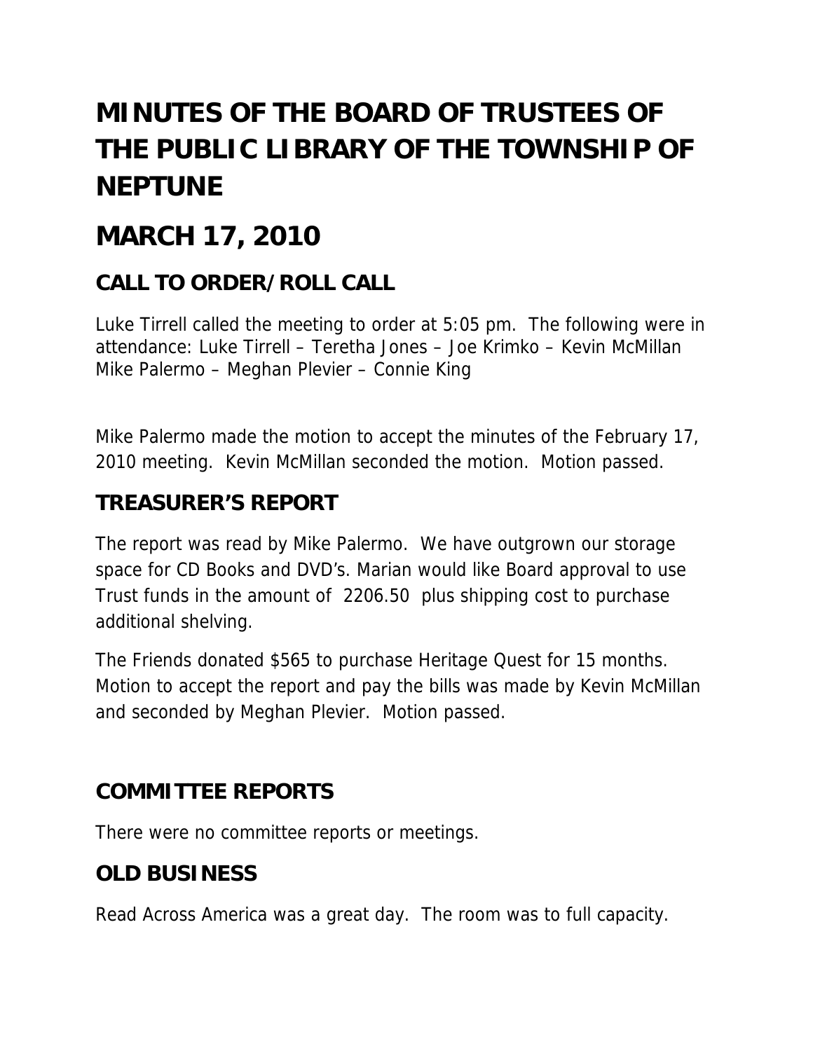# MINUTES OF THE BOARD OF TRUSTEES OF THE PUBLIC LIBRARY OF THE TOWNSHIP OF NEPTUNE

# MARCH 17, 2010

## CALL TO ORDER/ROLL CALL

Luke Tirrell called the meeting to order at 5:05 pm. The following were in attendance: Luke Tirrell – Teretha Jones – Joe Krimko – Kevin McMillan Mike Palermo – Meghan Plevier – Connie King

Mike Palermo made the motion to accept the minutes of the February 17, 2010 meeting. Kevin McMillan seconded the motion. Motion passed.

## TREASURER'S REPORT

The report was read by Mike Palermo. We have outgrown our storage space for CD Books and DVD's. Marian would like Board approval to use Trust funds in the amount of 2206.50 plus shipping cost to purchase additional shelving.

The Friends donated $565 to purchase Heritage Quest for 15 months. Motion to accept the report and pay the bills was made by Kevin McMillan and seconded by Meghan Plevier. Motion passed.

## COMMITTEE REPORTS

There were no committee reports or meetings.

## OLD BUSINESS

Read Across America was a great day. The room was to full capacity.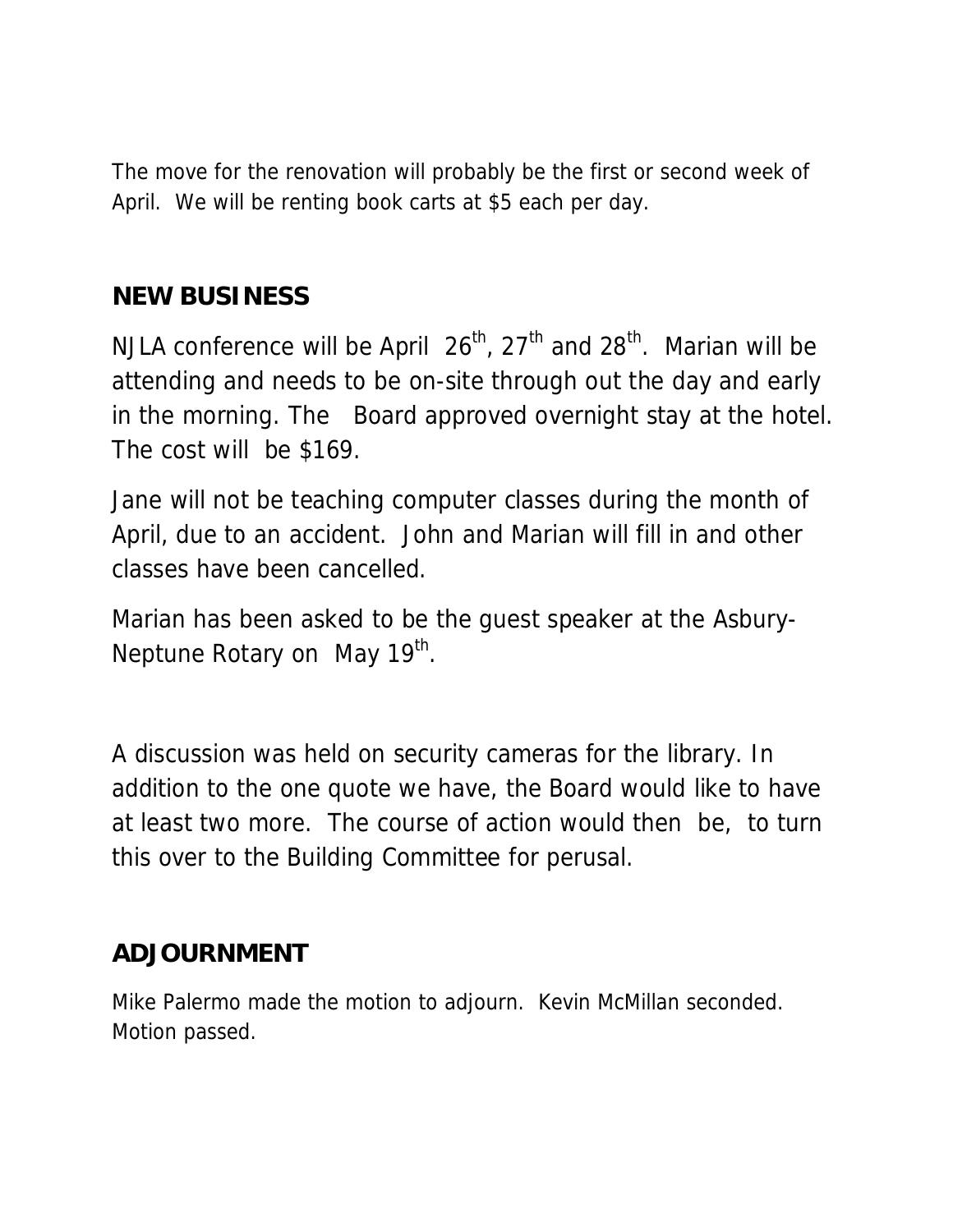The move for the renovation will probably be the first or second week of April. We will be renting book carts at $5 each per day.

## NEW BUSINESS

NJLA conference will be April 26th, 27th and 28th. Marian will be attending and needs to be on-site through out the day and early in the morning. The Board approved overnight stay at the hotel. The cost will be $169.

Jane will not be teaching computer classes during the month of April, due to an accident. John and Marian will fill in and other classes have been cancelled.

Marian has been asked to be the guest speaker at the Asbury-Neptune Rotary on May 19th.

A discussion was held on security cameras for the library. In addition to the one quote we have, the Board would like to have at least two more. The course of action would then be, to turn this over to the Building Committee for perusal.

## ADJOURNMENT

Mike Palermo made the motion to adjourn. Kevin McMillan seconded. Motion passed.